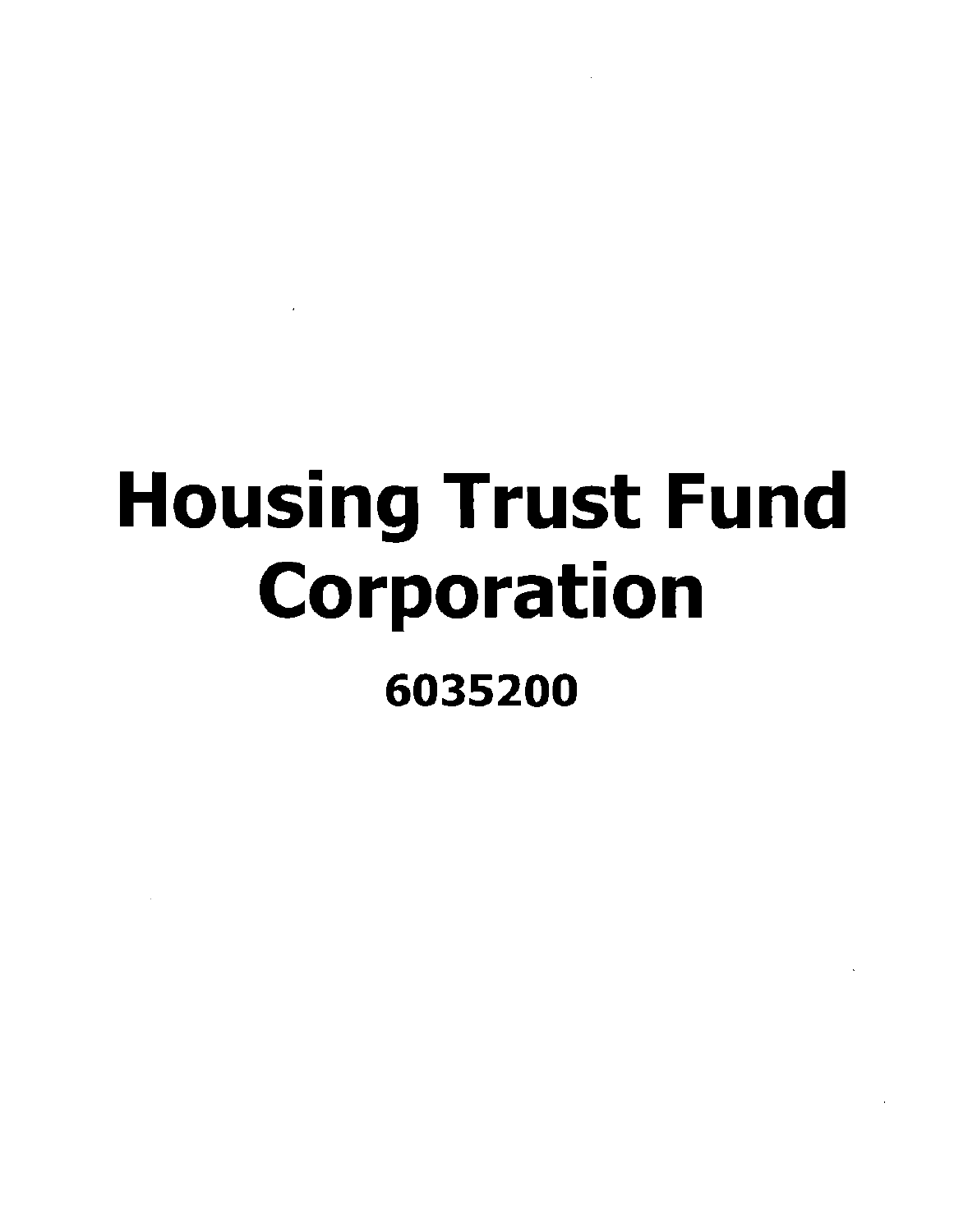# Housing Trust Fund Corporation

**6035200**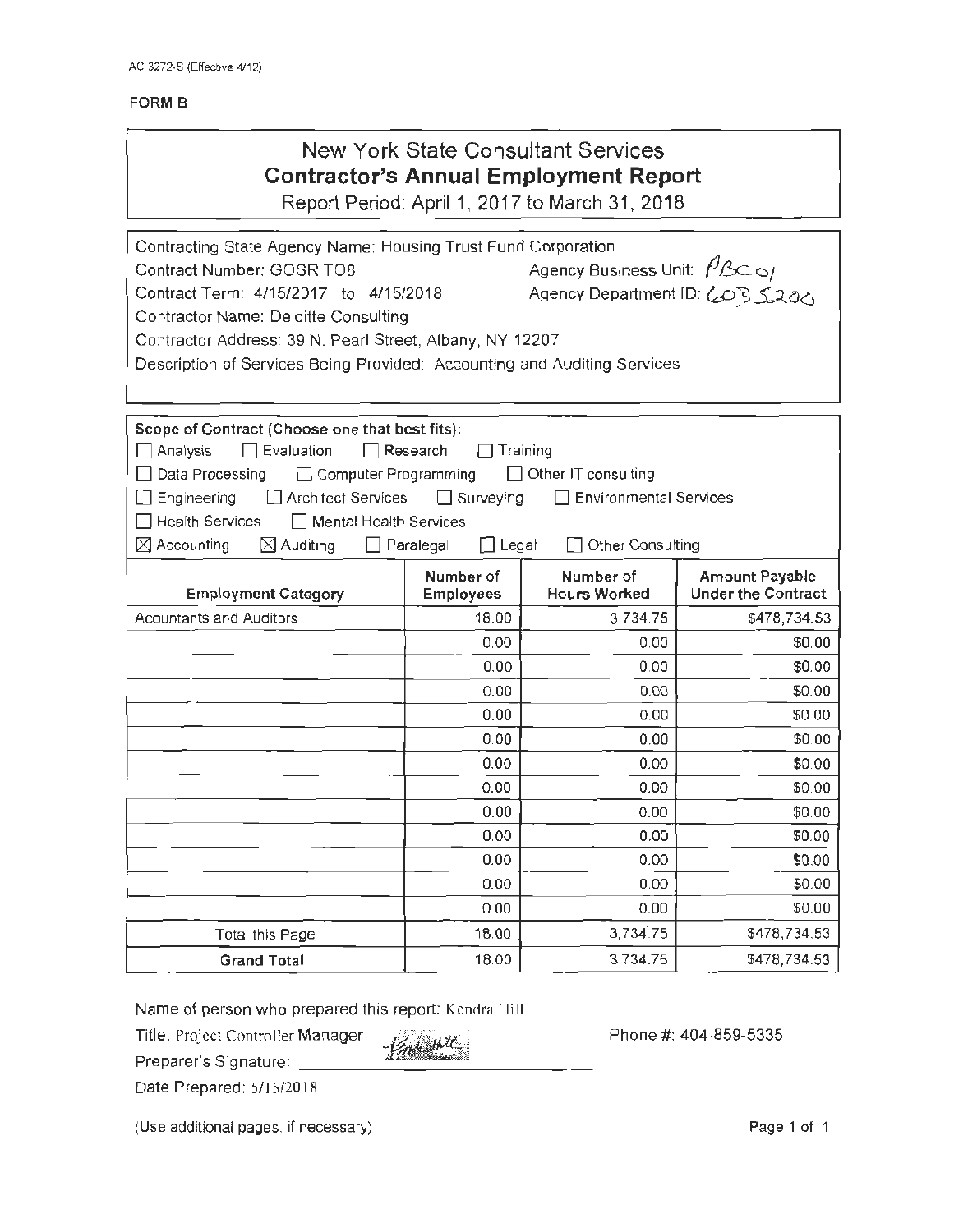AC 3272-S (Effective 4/12)

**FORM B**

# New York State Consultant Services
## Contractor's Annual Employment Report
Report Period: April 1, 2017 to March 31, 2018

Contracting State Agency Name: Housing Trust Fund Corporation
Contract Number: GOSR TO8 Agency Business Unit: PBC01
Contract Term: 4/15/2017 to 4/15/2018 Agency Department ID: 6035200
Contractor Name: Deloitte Consulting
Contractor Address: 39 N. Pearl Street, Albany, NY 12207
Description of Services Being Provided: Accounting and Auditing Services

**Scope of Contract (Choose one that best fits):**

☐ Analysis ☐ Evaluation ☐ Research ☐ Training
☐ Data Processing ☐ Computer Programming ☐ Other IT consulting
☐ Engineering ☐ Architect Services ☐ Surveying ☐ Environmental Services
☐ Health Services ☐ Mental Health Services
☒ Accounting ☒ Auditing ☐ Paralegal ☐ Legal ☐ Other Consulting

| Employment Category | Number of Employees | Number of Hours Worked | Amount Payable Under the Contract |
|---|---|---|---|
| Acountants and Auditors | 18.00 | 3,734.75 | $478,734.53 |
| | 0.00 | 0.00 | $0.00 |
| | 0.00 | 0.00 | $0.00 |
| | 0.00 | 0.00 | $0.00 |
| | 0.00 | 0.00 | $0.00 |
| | 0.00 | 0.00 | $0.00 |
| | 0.00 | 0.00 | $0.00 |
| | 0.00 | 0.00 | $0.00 |
| | 0.00 | 0.00 | $0.00 |
| | 0.00 | 0.00 | $0.00 |
| | 0.00 | 0.00 | $0.00 |
| | 0.00 | 0.00 | $0.00 |
| | 0.00 | 0.00 | $0.00 |
| Total this Page | 18.00 | 3,734.75 | $478,734.53 |
| **Grand Total** | 18.00 | 3,734.75 | $478,734.53 |

Name of person who prepared this report: Kendra Hill
Title: Project Controller Manager Phone #: 404-859-5335
Preparer's Signature: Kendra Hill
Date Prepared: 5/15/2018

(Use additional pages, if necessary)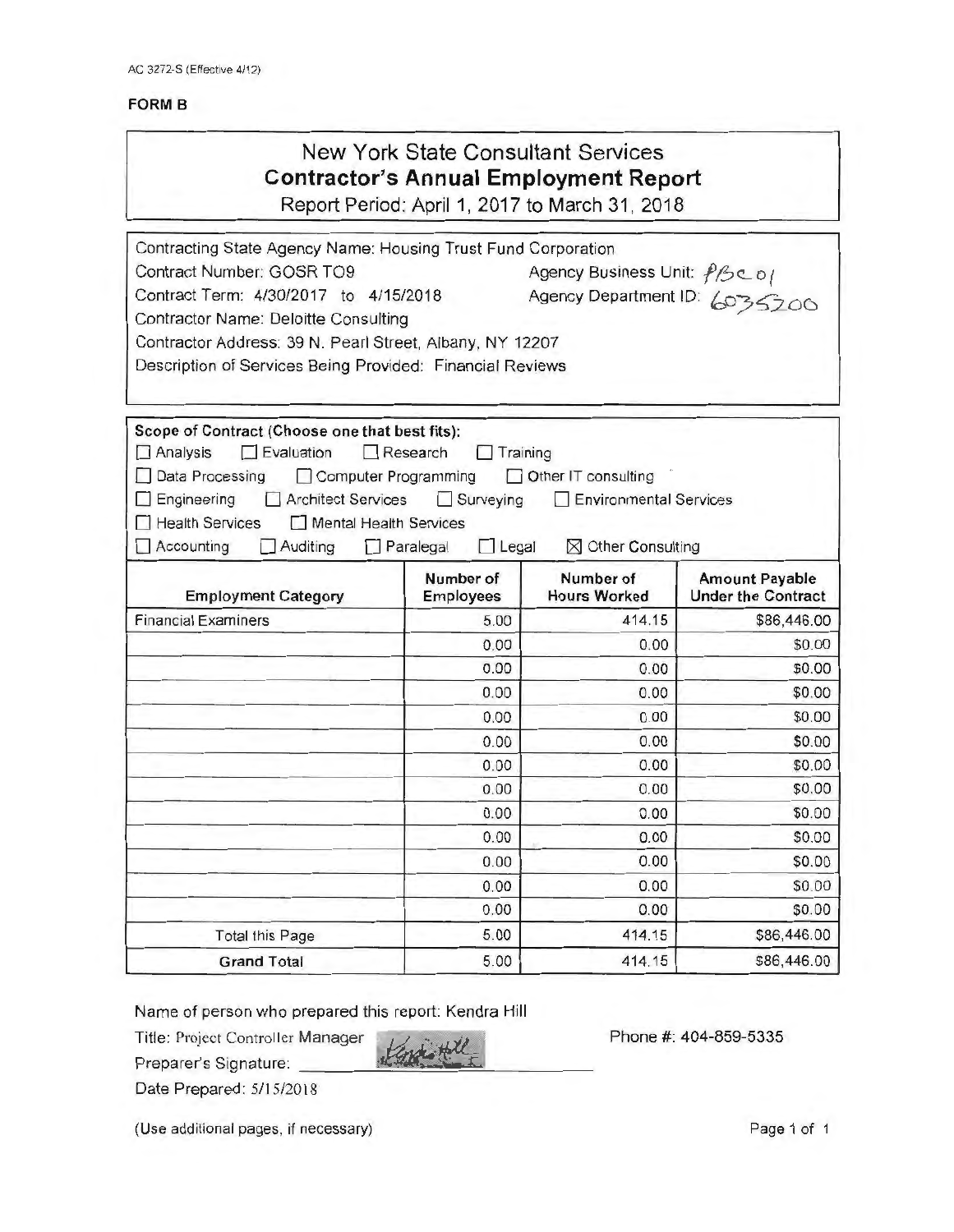AC 3272-S (Effective 4/12)

**FORM B**

# New York State Consultant Services
## Contractor's Annual Employment Report
Report Period: April 1, 2017 to March 31, 2018

Contracting State Agency Name: Housing Trust Fund Corporation
Contract Number: GOSR TO9 Agency Business Unit: PBC01
Contract Term: 4/30/2017 to 4/15/2018 Agency Department ID: 6035200
Contractor Name: Deloitte Consulting
Contractor Address: 39 N. Pearl Street, Albany, NY 12207
Description of Services Being Provided: Financial Reviews

**Scope of Contract (Choose one that best fits):**

☐ Analysis ☐ Evaluation ☐ Research ☐ Training
☐ Data Processing ☐ Computer Programming ☐ Other IT consulting
☐ Engineering ☐ Architect Services ☐ Surveying ☐ Environmental Services
☐ Health Services ☐ Mental Health Services
☐ Accounting ☐ Auditing ☐ Paralegal ☐ Legal ☒ Other Consulting

| Employment Category | Number of Employees | Number of Hours Worked | Amount Payable Under the Contract |
|---|---|---|---|
| Financial Examiners | 5.00 | 414.15 | $86,446.00 |
| | 0.00 | 0.00 | $0.00 |
| | 0.00 | 0.00 | $0.00 |
| | 0.00 | 0.00 | $0.00 |
| | 0.00 | 0.00 | $0.00 |
| | 0.00 | 0.00 | $0.00 |
| | 0.00 | 0.00 | $0.00 |
| | 0.00 | 0.00 | $0.00 |
| | 0.00 | 0.00 | $0.00 |
| | 0.00 | 0.00 | $0.00 |
| | 0.00 | 0.00 | $0.00 |
| | 0.00 | 0.00 | $0.00 |
| | 0.00 | 0.00 | $0.00 |
| Total this Page | 5.00 | 414.15 | $86,446.00 |
| **Grand Total** | 5.00 | 414.15 | $86,446.00 |

Name of person who prepared this report: Kendra Hill
Title: Project Controller Manager
Preparer's Signature: Kendra Hill
Phone #: 404-859-5335
Date Prepared: 5/15/2018

(Use additional pages, if necessary)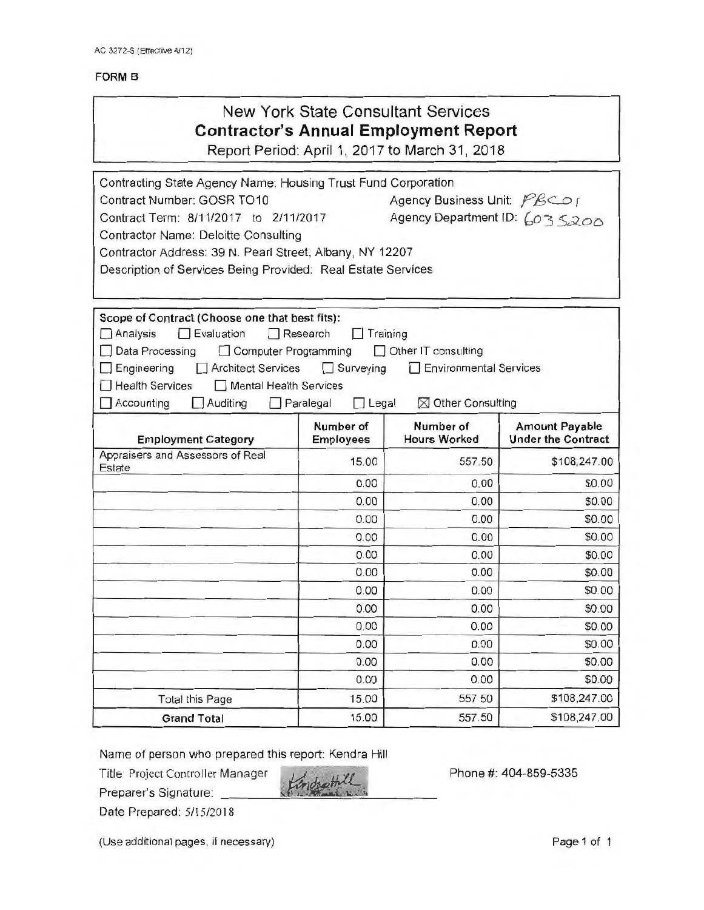AC 3272-S (Effective 4/12)

**FORM B**

# New York State Consultant Services
## Contractor's Annual Employment Report
Report Period: April 1, 2017 to March 31, 2018

Contracting State Agency Name: Housing Trust Fund Corporation
Contract Number: GOSR TO10 Agency Business Unit: PBC01
Contract Term: 8/11/2017 to 2/11/2017 Agency Department ID: 6035200
Contractor Name: Deloitte Consulting
Contractor Address: 39 N. Pearl Street, Albany, NY 12207
Description of Services Being Provided: Real Estate Services

**Scope of Contract (Choose one that best fits):**

- [ ] Analysis
- [ ] Evaluation
- [ ] Research
- [ ] Training
- [ ] Data Processing
- [ ] Computer Programming
- [ ] Other IT consulting
- [ ] Engineering
- [ ] Architect Services
- [ ] Surveying
- [ ] Environmental Services
- [ ] Health Services
- [ ] Mental Health Services
- [ ] Accounting
- [ ] Auditing
- [ ] Paralegal
- [ ] Legal
- [x] Other Consulting

| Employment Category | Number of Employees | Number of Hours Worked | Amount Payable Under the Contract |
|---|---|---|---|
| Appraisers and Assessors of Real Estate | 15.00 | 557.50 | $108,247.00 |
| | 0.00 | 0.00 | $0.00 |
| | 0.00 | 0.00 | $0.00 |
| | 0.00 | 0.00 | $0.00 |
| | 0.00 | 0.00 | $0.00 |
| | 0.00 | 0.00 | $0.00 |
| | 0.00 | 0.00 | $0.00 |
| | 0.00 | 0.00 | $0.00 |
| | 0.00 | 0.00 | $0.00 |
| | 0.00 | 0.00 | $0.00 |
| | 0.00 | 0.00 | $0.00 |
| | 0.00 | 0.00 | $0.00 |
| | 0.00 | 0.00 | $0.00 |
| Total this Page | 15.00 | 557.50 | $108,247.00 |
| **Grand Total** | 15.00 | 557.50 | $108,247.00 |

Name of person who prepared this report: Kendra Hill
Title: Project Controller Manager
Preparer's Signature: Kendra Hill
Phone #: 404-859-5335
Date Prepared: 5/15/2018

(Use additional pages, if necessary)